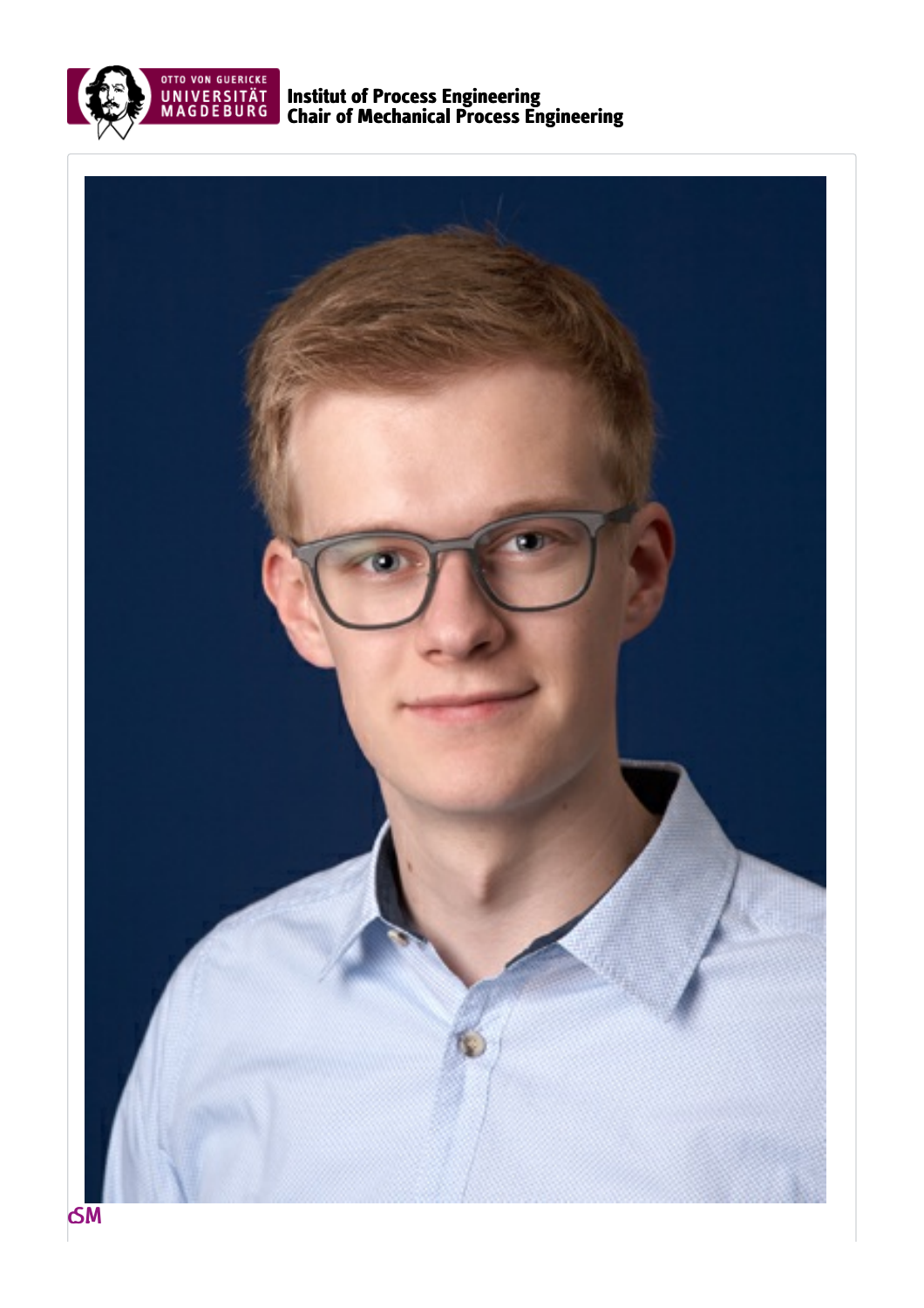Institut of Process Engineering
Chair of Mechanical Process Engineering

SM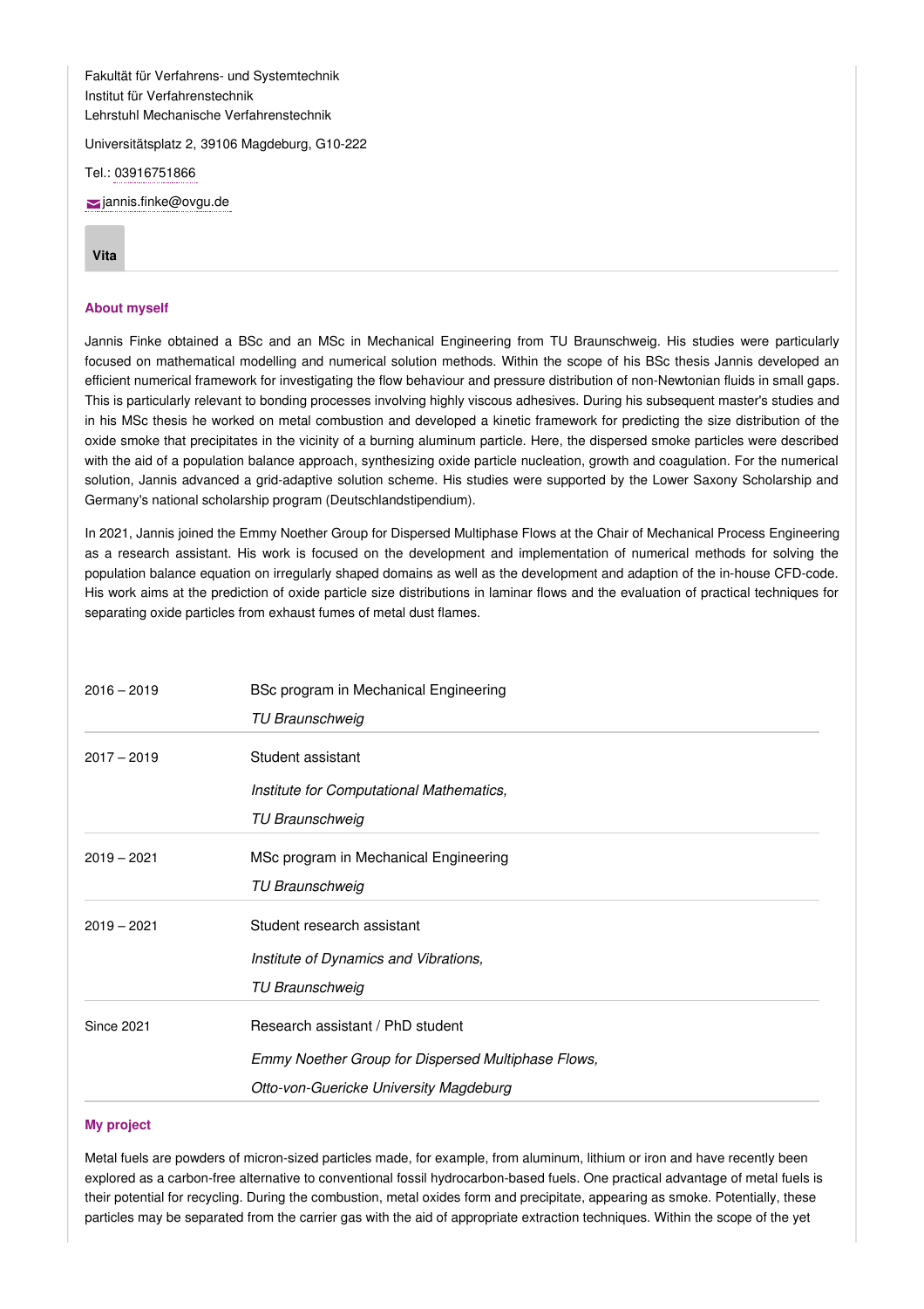Fakultät für Verfahrens- und Systemtechnik
Institut für Verfahrenstechnik
Lehrstuhl Mechanische Verfahrenstechnik

Universitätsplatz 2, 39106 Magdeburg, G10-222

Tel.: 03916751866

jannis.finke@ovgu.de

**Vita**

### About myself

Jannis Finke obtained a BSc and an MSc in Mechanical Engineering from TU Braunschweig. His studies were particularly focused on mathematical modelling and numerical solution methods. Within the scope of his BSc thesis Jannis developed an efficient numerical framework for investigating the flow behaviour and pressure distribution of non-Newtonian fluids in small gaps. This is particularly relevant to bonding processes involving highly viscous adhesives. During his subsequent master's studies and in his MSc thesis he worked on metal combustion and developed a kinetic framework for predicting the size distribution of the oxide smoke that precipitates in the vicinity of a burning aluminum particle. Here, the dispersed smoke particles were described with the aid of a population balance approach, synthesizing oxide particle nucleation, growth and coagulation. For the numerical solution, Jannis advanced a grid-adaptive solution scheme. His studies were supported by the Lower Saxony Scholarship and Germany's national scholarship program (Deutschlandstipendium).

In 2021, Jannis joined the Emmy Noether Group for Dispersed Multiphase Flows at the Chair of Mechanical Process Engineering as a research assistant. His work is focused on the development and implementation of numerical methods for solving the population balance equation on irregularly shaped domains as well as the development and adaption of the in-house CFD-code. His work aims at the prediction of oxide particle size distributions in laminar flows and the evaluation of practical techniques for separating oxide particles from exhaust fumes of metal dust flames.

| | |
|---|---|
| 2016 – 2019 | BSc program in Mechanical Engineering<br>*TU Braunschweig* |
| 2017 – 2019 | Student assistant<br>*Institute for Computational Mathematics,*<br>*TU Braunschweig* |
| 2019 – 2021 | MSc program in Mechanical Engineering<br>*TU Braunschweig* |
| 2019 – 2021 | Student research assistant<br>*Institute of Dynamics and Vibrations,*<br>*TU Braunschweig* |
| Since 2021 | Research assistant / PhD student<br>*Emmy Noether Group for Dispersed Multiphase Flows,*<br>*Otto-von-Guericke University Magdeburg* |

### My project

Metal fuels are powders of micron-sized particles made, for example, from aluminum, lithium or iron and have recently been explored as a carbon-free alternative to conventional fossil hydrocarbon-based fuels. One practical advantage of metal fuels is their potential for recycling. During the combustion, metal oxides form and precipitate, appearing as smoke. Potentially, these particles may be separated from the carrier gas with the aid of appropriate extraction techniques. Within the scope of the yet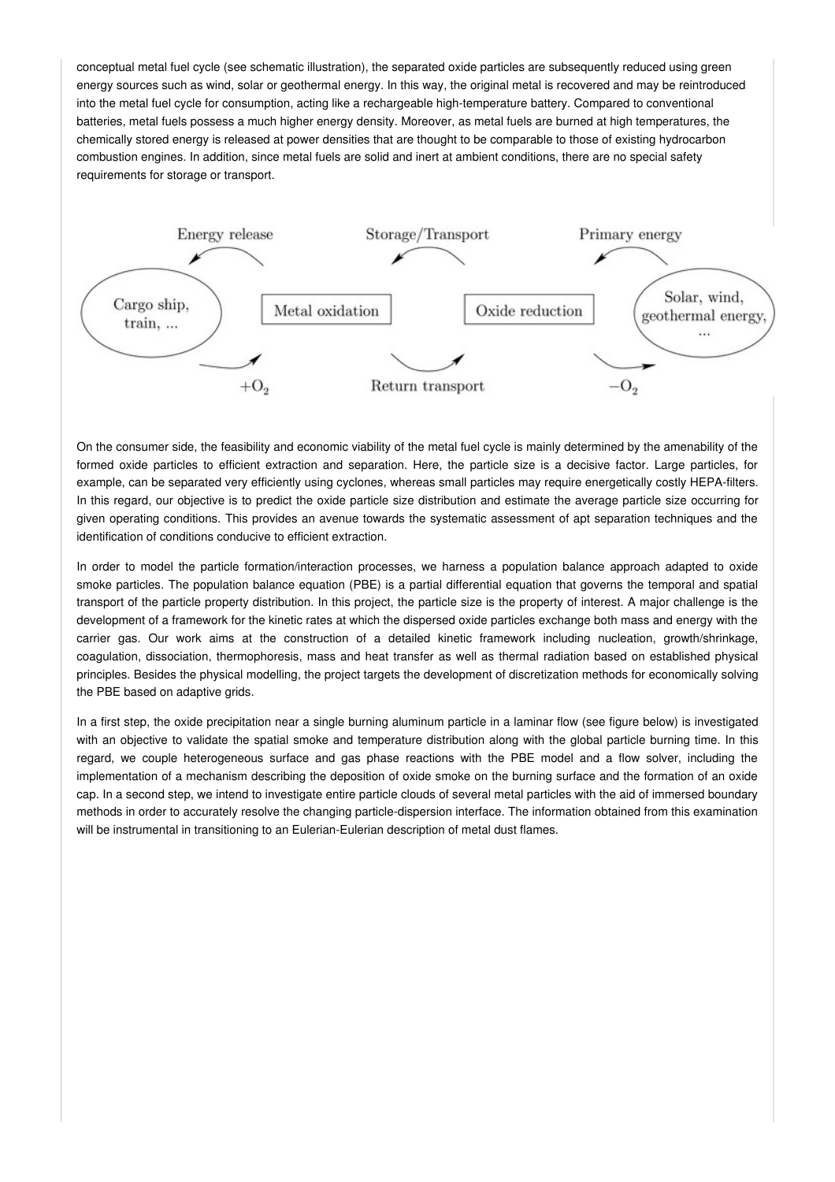conceptual metal fuel cycle (see schematic illustration), the separated oxide particles are subsequently reduced using green energy sources such as wind, solar or geothermal energy. In this way, the original metal is recovered and may be reintroduced into the metal fuel cycle for consumption, acting like a rechargeable high-temperature battery. Compared to conventional batteries, metal fuels possess a much higher energy density. Moreover, as metal fuels are burned at high temperatures, the chemically stored energy is released at power densities that are thought to be comparable to those of existing hydrocarbon combustion engines. In addition, since metal fuels are solid and inert at ambient conditions, there are no special safety requirements for storage or transport.

Energy release — Storage/Transport — Primary energy

Cargo ship, train, ... — Metal oxidation — Oxide reduction — Solar, wind, geothermal energy, ...

$+O_2$ — Return transport — $-O_2$

On the consumer side, the feasibility and economic viability of the metal fuel cycle is mainly determined by the amenability of the formed oxide particles to efficient extraction and separation. Here, the particle size is a decisive factor. Large particles, for example, can be separated very efficiently using cyclones, whereas small particles may require energetically costly HEPA-filters. In this regard, our objective is to predict the oxide particle size distribution and estimate the average particle size occurring for given operating conditions. This provides an avenue towards the systematic assessment of apt separation techniques and the identification of conditions conducive to efficient extraction.

In order to model the particle formation/interaction processes, we harness a population balance approach adapted to oxide smoke particles. The population balance equation (PBE) is a partial differential equation that governs the temporal and spatial transport of the particle property distribution. In this project, the particle size is the property of interest. A major challenge is the development of a framework for the kinetic rates at which the dispersed oxide particles exchange both mass and energy with the carrier gas. Our work aims at the construction of a detailed kinetic framework including nucleation, growth/shrinkage, coagulation, dissociation, thermophoresis, mass and heat transfer as well as thermal radiation based on established physical principles. Besides the physical modelling, the project targets the development of discretization methods for economically solving the PBE based on adaptive grids.

In a first step, the oxide precipitation near a single burning aluminum particle in a laminar flow (see figure below) is investigated with an objective to validate the spatial smoke and temperature distribution along with the global particle burning time. In this regard, we couple heterogeneous surface and gas phase reactions with the PBE model and a flow solver, including the implementation of a mechanism describing the deposition of oxide smoke on the burning surface and the formation of an oxide cap. In a second step, we intend to investigate entire particle clouds of several metal particles with the aid of immersed boundary methods in order to accurately resolve the changing particle-dispersion interface. The information obtained from this examination will be instrumental in transitioning to an Eulerian-Eulerian description of metal dust flames.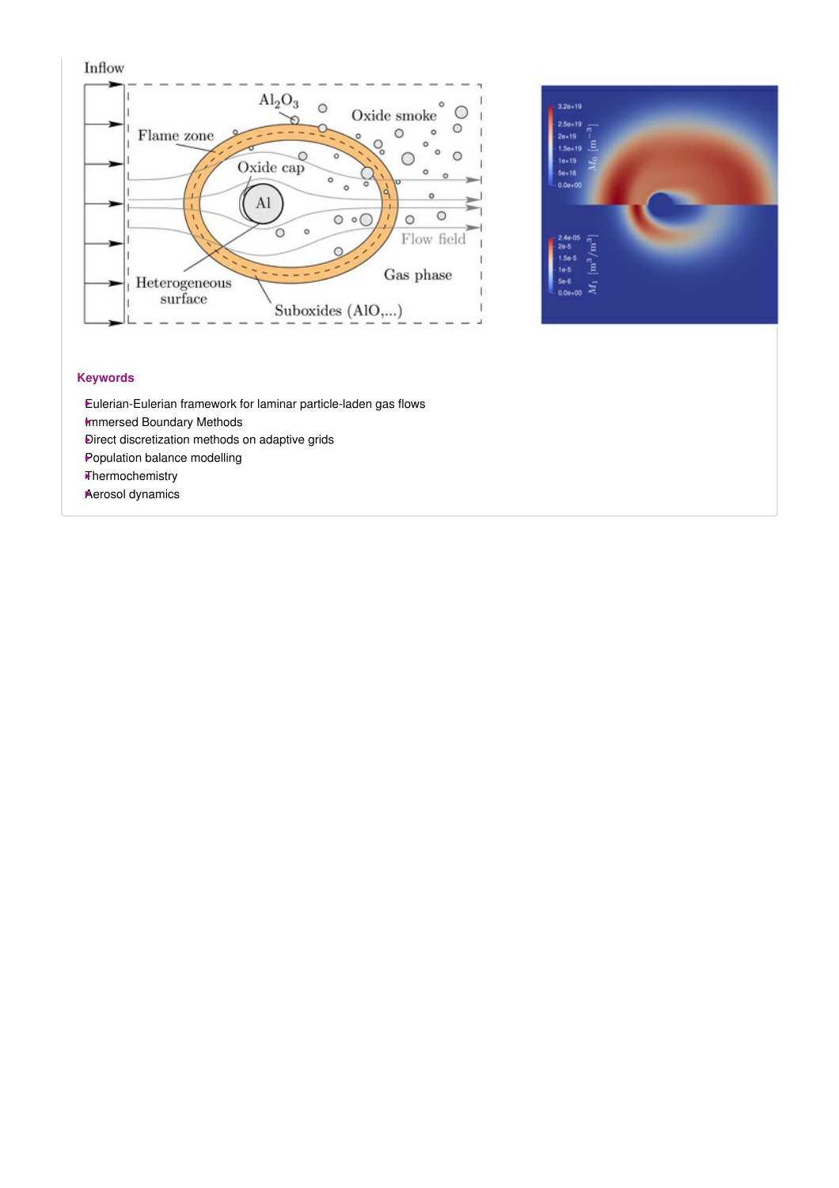Inflow

$Al_2O_3$

Oxide smoke

Flame zone

Oxide cap

Al

Flow field

Heterogeneous surface

Gas phase

Suboxides (AlO,...)

3.2e+19

2.5e+19

2e+19

1.5e+19

1e+19

5e+18

0.0e+00

$M_0$ [$m^{-3}$]

2.4e-05

2e-5

1.5e-5

1e-5

5e-6

0.0e+00

$M_1$ [$m^3/m^3$]

### Keywords

- Eulerian-Eulerian framework for laminar particle-laden gas flows
- Immersed Boundary Methods
- Direct discretization methods on adaptive grids
- Population balance modelling
- Thermochemistry
- Aerosol dynamics